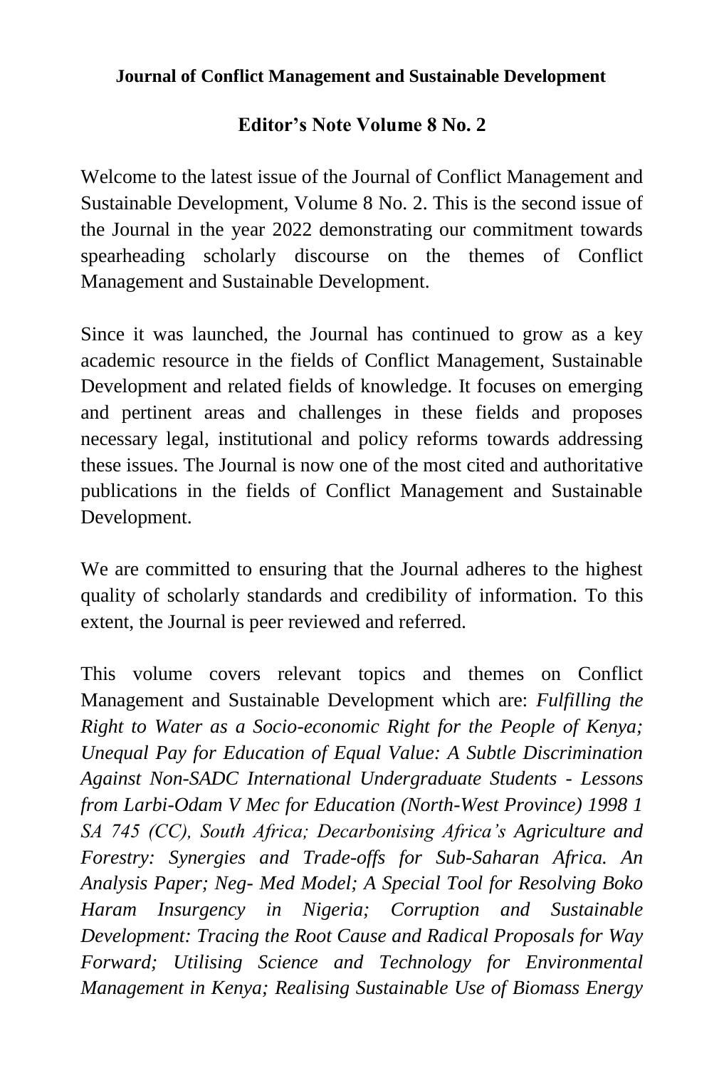**Journal of Conflict Management and Sustainable Development**

## Editor's Note Volume 8 No. 2

Welcome to the latest issue of the Journal of Conflict Management and Sustainable Development, Volume 8 No. 2. This is the second issue of the Journal in the year 2022 demonstrating our commitment towards spearheading scholarly discourse on the themes of Conflict Management and Sustainable Development.

Since it was launched, the Journal has continued to grow as a key academic resource in the fields of Conflict Management, Sustainable Development and related fields of knowledge. It focuses on emerging and pertinent areas and challenges in these fields and proposes necessary legal, institutional and policy reforms towards addressing these issues. The Journal is now one of the most cited and authoritative publications in the fields of Conflict Management and Sustainable Development.

We are committed to ensuring that the Journal adheres to the highest quality of scholarly standards and credibility of information. To this extent, the Journal is peer reviewed and referred.

This volume covers relevant topics and themes on Conflict Management and Sustainable Development which are: *Fulfilling the Right to Water as a Socio-economic Right for the People of Kenya; Unequal Pay for Education of Equal Value: A Subtle Discrimination Against Non-SADC International Undergraduate Students - Lessons from Larbi-Odam V Mec for Education (North-West Province) 1998 1 SA 745 (CC), South Africa; Decarbonising Africa's Agriculture and Forestry: Synergies and Trade-offs for Sub-Saharan Africa. An Analysis Paper; Neg- Med Model; A Special Tool for Resolving Boko Haram Insurgency in Nigeria; Corruption and Sustainable Development: Tracing the Root Cause and Radical Proposals for Way Forward; Utilising Science and Technology for Environmental Management in Kenya; Realising Sustainable Use of Biomass Energy*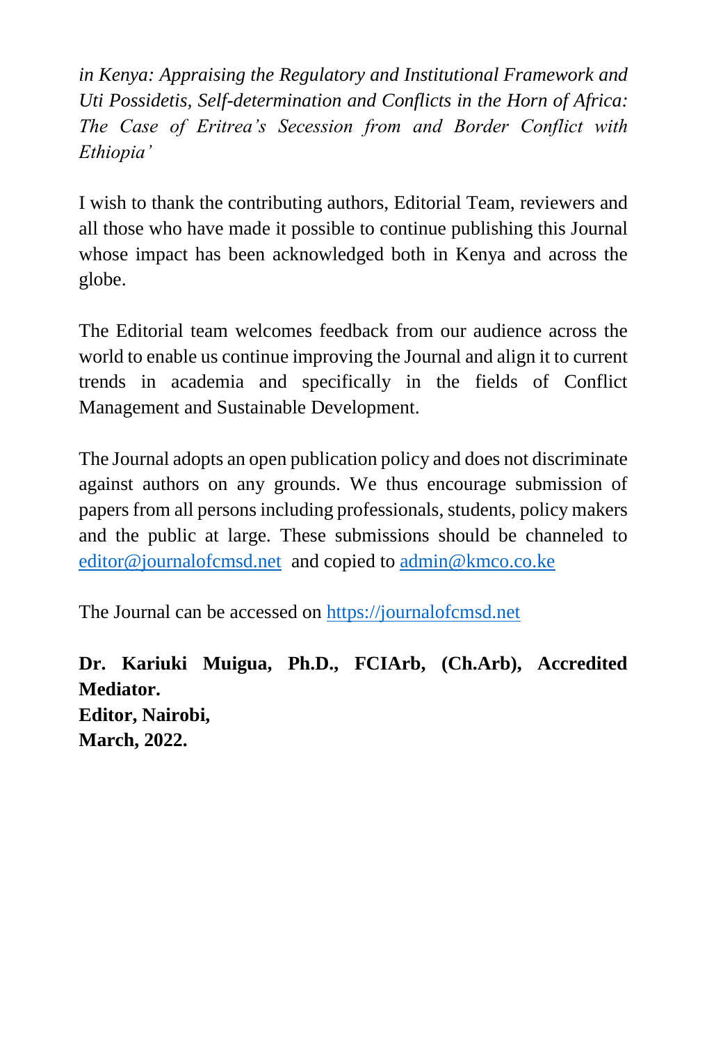*in Kenya: Appraising the Regulatory and Institutional Framework and Uti Possidetis, Self-determination and Conflicts in the Horn of Africa: The Case of Eritrea's Secession from and Border Conflict with Ethiopia'*

I wish to thank the contributing authors, Editorial Team, reviewers and all those who have made it possible to continue publishing this Journal whose impact has been acknowledged both in Kenya and across the globe.

The Editorial team welcomes feedback from our audience across the world to enable us continue improving the Journal and align it to current trends in academia and specifically in the fields of Conflict Management and Sustainable Development.

The Journal adopts an open publication policy and does not discriminate against authors on any grounds. We thus encourage submission of papers from all persons including professionals, students, policy makers and the public at large. These submissions should be channeled to editor@journalofcmsd.net and copied to admin@kmco.co.ke

The Journal can be accessed on https://journalofcmsd.net

**Dr. Kariuki Muigua, Ph.D., FCIArb, (Ch.Arb), Accredited Mediator.**
**Editor, Nairobi,**
**March, 2022.**